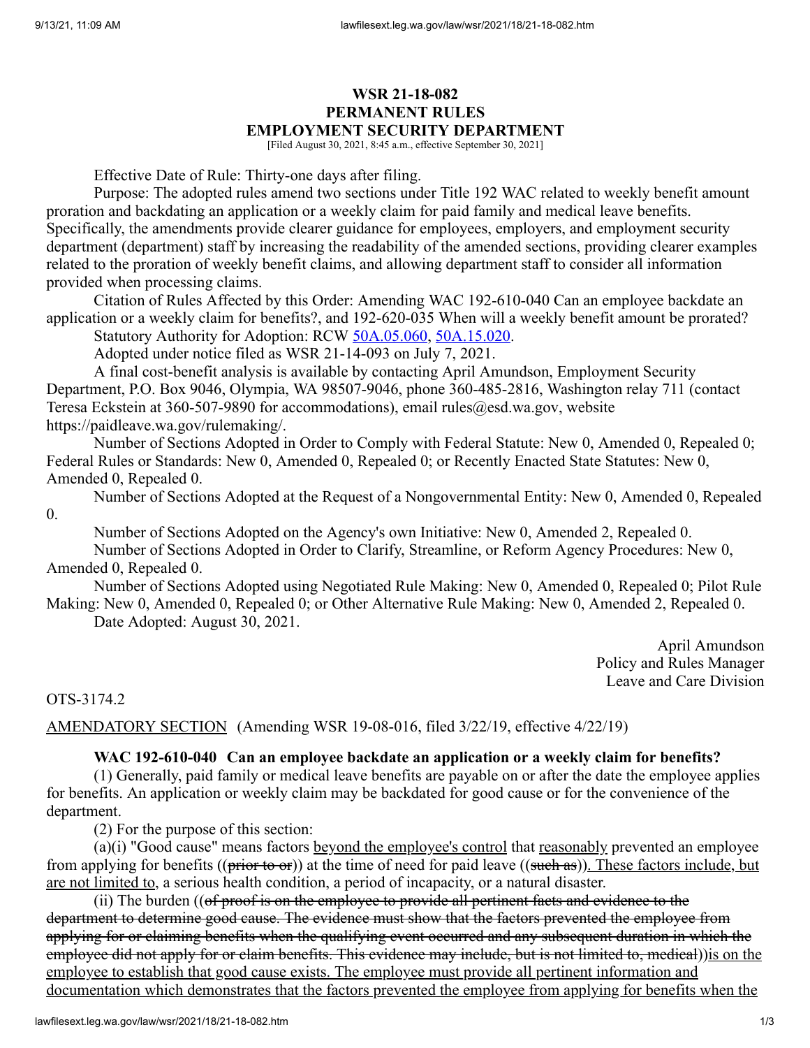# WSR 21-18-082
## PERMANENT RULES
## EMPLOYMENT SECURITY DEPARTMENT

[Filed August 30, 2021, 8:45 a.m., effective September 30, 2021]

Effective Date of Rule: Thirty-one days after filing.

Purpose: The adopted rules amend two sections under Title 192 WAC related to weekly benefit amount proration and backdating an application or a weekly claim for paid family and medical leave benefits. Specifically, the amendments provide clearer guidance for employees, employers, and employment security department (department) staff by increasing the readability of the amended sections, providing clearer examples related to the proration of weekly benefit claims, and allowing department staff to consider all information provided when processing claims.

Citation of Rules Affected by this Order: Amending WAC 192-610-040 Can an employee backdate an application or a weekly claim for benefits?, and 192-620-035 When will a weekly benefit amount be prorated?

Statutory Authority for Adoption: RCW 50A.05.060, 50A.15.020.

Adopted under notice filed as WSR 21-14-093 on July 7, 2021.

A final cost-benefit analysis is available by contacting April Amundson, Employment Security Department, P.O. Box 9046, Olympia, WA 98507-9046, phone 360-485-2816, Washington relay 711 (contact Teresa Eckstein at 360-507-9890 for accommodations), email rules@esd.wa.gov, website https://paidleave.wa.gov/rulemaking/.

Number of Sections Adopted in Order to Comply with Federal Statute: New 0, Amended 0, Repealed 0; Federal Rules or Standards: New 0, Amended 0, Repealed 0; or Recently Enacted State Statutes: New 0, Amended 0, Repealed 0.

Number of Sections Adopted at the Request of a Nongovernmental Entity: New 0, Amended 0, Repealed 0.

Number of Sections Adopted on the Agency's own Initiative: New 0, Amended 2, Repealed 0.

Number of Sections Adopted in Order to Clarify, Streamline, or Reform Agency Procedures: New 0, Amended 0, Repealed 0.

Number of Sections Adopted using Negotiated Rule Making: New 0, Amended 0, Repealed 0; Pilot Rule Making: New 0, Amended 0, Repealed 0; or Other Alternative Rule Making: New 0, Amended 2, Repealed 0.

Date Adopted: August 30, 2021.

April Amundson
Policy and Rules Manager
Leave and Care Division

OTS-3174.2

AMENDATORY SECTION (Amending WSR 19-08-016, filed 3/22/19, effective 4/22/19)

**WAC 192-610-040 Can an employee backdate an application or a weekly claim for benefits?**

(1) Generally, paid family or medical leave benefits are payable on or after the date the employee applies for benefits. An application or weekly claim may be backdated for good cause or for the convenience of the department.

(2) For the purpose of this section:

(a)(i) "Good cause" means factors beyond the employee's control that reasonably prevented an employee from applying for benefits ((~~prior to or~~)) at the time of need for paid leave ((~~such as~~)). These factors include, but are not limited to, a serious health condition, a period of incapacity, or a natural disaster.

(ii) The burden ((~~of proof is on the employee to provide all pertinent facts and evidence to the department to determine good cause. The evidence must show that the factors prevented the employee from applying for or claiming benefits when the qualifying event occurred and any subsequent duration in which the employee did not apply for or claim benefits. This evidence may include, but is not limited to, medical~~))is on the employee to establish that good cause exists. The employee must provide all pertinent information and documentation which demonstrates that the factors prevented the employee from applying for benefits when the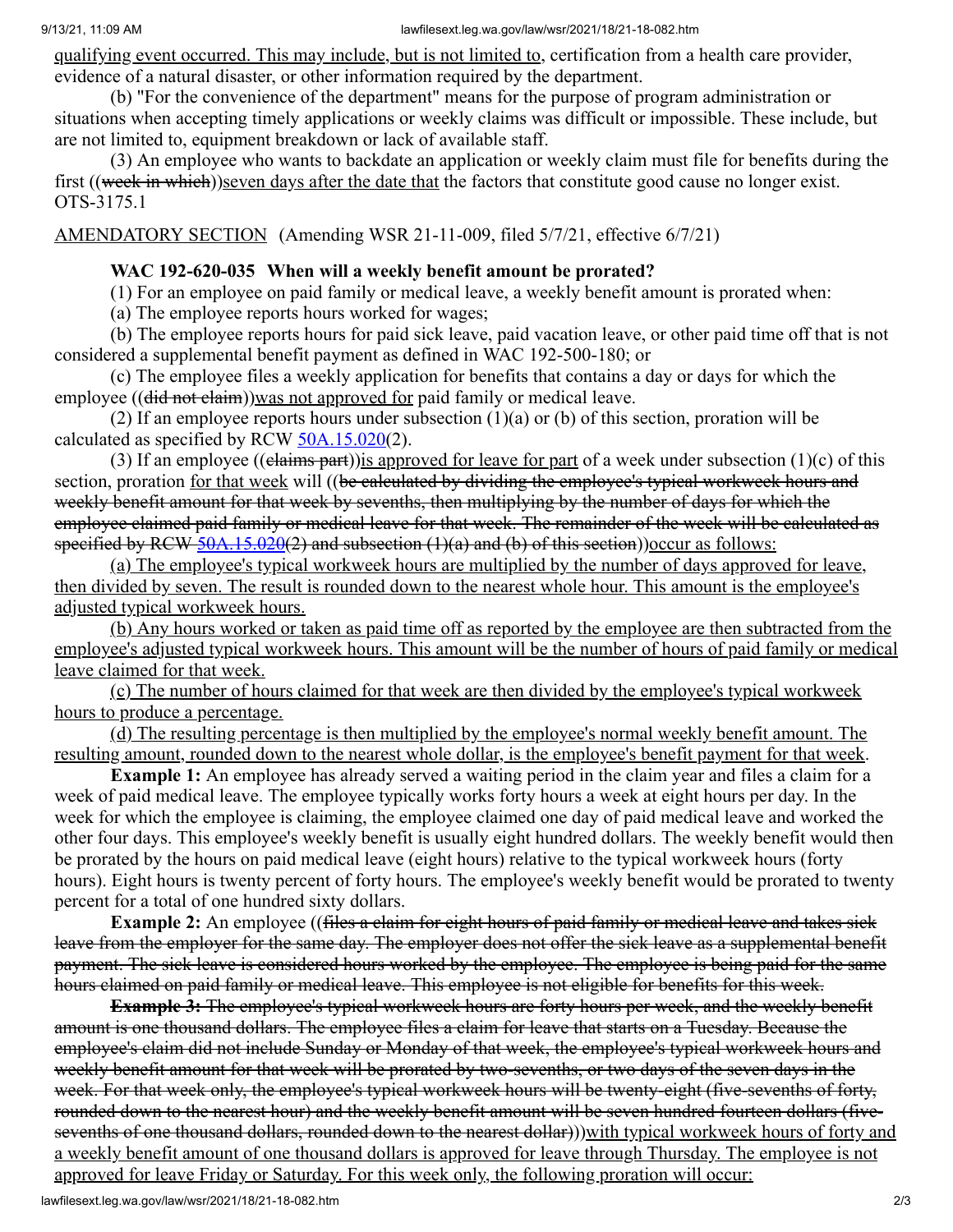<u>qualifying event occurred. This may include, but is not limited to,</u> certification from a health care provider, evidence of a natural disaster, or other information required by the department.

(b) "For the convenience of the department" means for the purpose of program administration or situations when accepting timely applications or weekly claims was difficult or impossible. These include, but are not limited to, equipment breakdown or lack of available staff.

(3) An employee who wants to backdate an application or weekly claim must file for benefits during the first ((~~week in which~~))<u>seven days after the date that</u> the factors that constitute good cause no longer exist.

OTS-3175.1

<u>AMENDATORY SECTION</u> (Amending WSR 21-11-009, filed 5/7/21, effective 6/7/21)

**WAC 192-620-035 When will a weekly benefit amount be prorated?**

(1) For an employee on paid family or medical leave, a weekly benefit amount is prorated when:

(a) The employee reports hours worked for wages;

(b) The employee reports hours for paid sick leave, paid vacation leave, or other paid time off that is not considered a supplemental benefit payment as defined in WAC 192-500-180; or

(c) The employee files a weekly application for benefits that contains a day or days for which the employee ((~~did not claim~~))<u>was not approved for</u> paid family or medical leave.

(2) If an employee reports hours under subsection (1)(a) or (b) of this section, proration will be calculated as specified by RCW 50A.15.020(2).

(3) If an employee ((~~claims part~~))<u>is approved for leave for part</u> of a week under subsection (1)(c) of this section, proration <u>for that week</u> will ((~~be calculated by dividing the employee's typical workweek hours and weekly benefit amount for that week by sevenths, then multiplying by the number of days for which the employee claimed paid family or medical leave for that week. The remainder of the week will be calculated as specified by RCW 50A.15.020(2) and subsection (1)(a) and (b) of this section~~))<u>occur as follows:</u>

<u>(a) The employee's typical workweek hours are multiplied by the number of days approved for leave, then divided by seven. The result is rounded down to the nearest whole hour. This amount is the employee's adjusted typical workweek hours.</u>

<u>(b) Any hours worked or taken as paid time off as reported by the employee are then subtracted from the employee's adjusted typical workweek hours. This amount will be the number of hours of paid family or medical leave claimed for that week.</u>

<u>(c) The number of hours claimed for that week are then divided by the employee's typical workweek hours to produce a percentage.</u>

<u>(d) The resulting percentage is then multiplied by the employee's normal weekly benefit amount. The resulting amount, rounded down to the nearest whole dollar, is the employee's benefit payment for that week</u>.

**Example 1:** An employee has already served a waiting period in the claim year and files a claim for a week of paid medical leave. The employee typically works forty hours a week at eight hours per day. In the week for which the employee is claiming, the employee claimed one day of paid medical leave and worked the other four days. This employee's weekly benefit is usually eight hundred dollars. The weekly benefit would then be prorated by the hours on paid medical leave (eight hours) relative to the typical workweek hours (forty hours). Eight hours is twenty percent of forty hours. The employee's weekly benefit would be prorated to twenty percent for a total of one hundred sixty dollars.

**Example 2:** An employee ((~~files a claim for eight hours of paid family or medical leave and takes sick leave from the employer for the same day. The employer does not offer the sick leave as a supplemental benefit payment. The sick leave is considered hours worked by the employee. The employee is being paid for the same hours claimed on paid family or medical leave. This employee is not eligible for benefits for this week.~~

~~**Example 3:** The employee's typical workweek hours are forty hours per week, and the weekly benefit amount is one thousand dollars. The employee files a claim for leave that starts on a Tuesday. Because the employee's claim did not include Sunday or Monday of that week, the employee's typical workweek hours and weekly benefit amount for that week will be prorated by two-sevenths, or two days of the seven days in the week. For that week only, the employee's typical workweek hours will be twenty-eight (five-sevenths of forty, rounded down to the nearest hour) and the weekly benefit amount will be seven hundred fourteen dollars (five-sevenths of one thousand dollars, rounded down to the nearest dollar)~~))<u>with typical workweek hours of forty and a weekly benefit amount of one thousand dollars is approved for leave through Thursday. The employee is not approved for leave Friday or Saturday. For this week only, the following proration will occur:</u>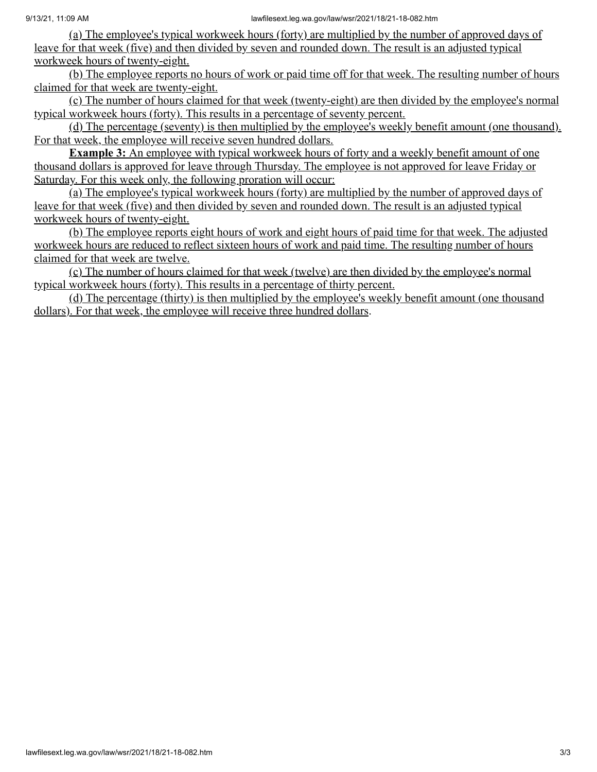(a) The employee's typical workweek hours (forty) are multiplied by the number of approved days of leave for that week (five) and then divided by seven and rounded down. The result is an adjusted typical workweek hours of twenty-eight.

(b) The employee reports no hours of work or paid time off for that week. The resulting number of hours claimed for that week are twenty-eight.

(c) The number of hours claimed for that week (twenty-eight) are then divided by the employee's normal typical workweek hours (forty). This results in a percentage of seventy percent.

(d) The percentage (seventy) is then multiplied by the employee's weekly benefit amount (one thousand). For that week, the employee will receive seven hundred dollars.

**Example 3:** An employee with typical workweek hours of forty and a weekly benefit amount of one thousand dollars is approved for leave through Thursday. The employee is not approved for leave Friday or Saturday. For this week only, the following proration will occur:

(a) The employee's typical workweek hours (forty) are multiplied by the number of approved days of leave for that week (five) and then divided by seven and rounded down. The result is an adjusted typical workweek hours of twenty-eight.

(b) The employee reports eight hours of work and eight hours of paid time for that week. The adjusted workweek hours are reduced to reflect sixteen hours of work and paid time. The resulting number of hours claimed for that week are twelve.

(c) The number of hours claimed for that week (twelve) are then divided by the employee's normal typical workweek hours (forty). This results in a percentage of thirty percent.

(d) The percentage (thirty) is then multiplied by the employee's weekly benefit amount (one thousand dollars). For that week, the employee will receive three hundred dollars.